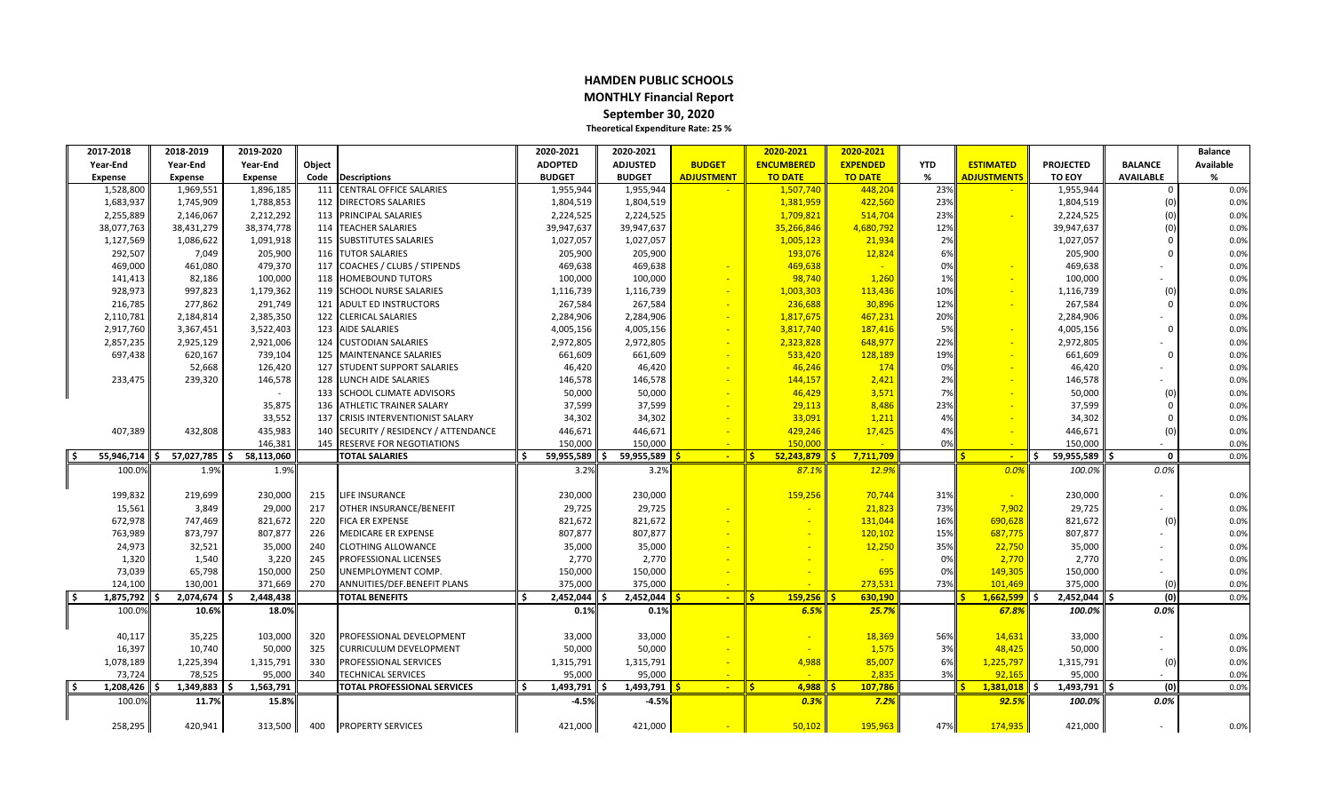# HAMDEN PUBLIC SCHOOLS

## MONTHLY Financial Report

### September 30, 2020

**Theoretical Expenditure Rate: 25 %**

| 2017-2018 Year-End Expense | 2018-2019 Year-End Expense | 2019-2020 Year-End Expense | Object Code | Descriptions | 2020-2021 ADOPTED BUDGET | 2020-2021 ADJUSTED BUDGET | BUDGET ADJUSTMENT | 2020-2021 ENCUMBERED TO DATE | 2020-2021 EXPENDED TO DATE | YTD % | ESTIMATED ADJUSTMENTS | PROJECTED TO EOY | BALANCE AVAILABLE | Balance Available % |
|---|---|---|---|---|---|---|---|---|---|---|---|---|---|---|
| 1,528,800 | 1,969,551 | 1,896,185 | 111 | CENTRAL OFFICE SALARIES | 1,955,944 | 1,955,944 | - | 1,507,740 | 448,204 | 23% | - | 1,955,944 | 0 | 0.0% |
| 1,683,937 | 1,745,909 | 1,788,853 | 112 | DIRECTORS SALARIES | 1,804,519 | 1,804,519 | | 1,381,959 | 422,560 | 23% | | 1,804,519 | (0) | 0.0% |
| 2,255,889 | 2,146,067 | 2,212,292 | 113 | PRINCIPAL SALARIES | 2,224,525 | 2,224,525 | | 1,709,821 | 514,704 | 23% | - | 2,224,525 | (0) | 0.0% |
| 38,077,763 | 38,431,279 | 38,374,778 | 114 | TEACHER SALARIES | 39,947,637 | 39,947,637 | | 35,266,846 | 4,680,792 | 12% | | 39,947,637 | (0) | 0.0% |
| 1,127,569 | 1,086,622 | 1,091,918 | 115 | SUBSTITUTES SALARIES | 1,027,057 | 1,027,057 | | 1,005,123 | 21,934 | 2% | | 1,027,057 | 0 | 0.0% |
| 292,507 | 7,049 | 205,900 | 116 | TUTOR SALARIES | 205,900 | 205,900 | | 193,076 | 12,824 | 6% | | 205,900 | 0 | 0.0% |
| 469,000 | 461,080 | 479,370 | 117 | COACHES / CLUBS / STIPENDS | 469,638 | 469,638 | - | 469,638 | - | 0% | - | 469,638 | - | 0.0% |
| 141,413 | 82,186 | 100,000 | 118 | HOMEBOUND TUTORS | 100,000 | 100,000 | - | 98,740 | 1,260 | 1% | - | 100,000 | - | 0.0% |
| 928,973 | 997,823 | 1,179,362 | 119 | SCHOOL NURSE SALARIES | 1,116,739 | 1,116,739 | - | 1,003,303 | 113,436 | 10% | - | 1,116,739 | (0) | 0.0% |
| 216,785 | 277,862 | 291,749 | 121 | ADULT ED INSTRUCTORS | 267,584 | 267,584 | - | 236,688 | 30,896 | 12% | - | 267,584 | 0 | 0.0% |
| 2,110,781 | 2,184,814 | 2,385,350 | 122 | CLERICAL SALARIES | 2,284,906 | 2,284,906 | - | 1,817,675 | 467,231 | 20% | - | 2,284,906 | - | 0.0% |
| 2,917,760 | 3,367,451 | 3,522,403 | 123 | AIDE SALARIES | 4,005,156 | 4,005,156 | - | 3,817,740 | 187,416 | 5% | - | 4,005,156 | 0 | 0.0% |
| 2,857,235 | 2,925,129 | 2,921,006 | 124 | CUSTODIAN SALARIES | 2,972,805 | 2,972,805 | - | 2,323,828 | 648,977 | 22% | - | 2,972,805 | - | 0.0% |
| 697,438 | 620,167 | 739,104 | 125 | MAINTENANCE SALARIES | 661,609 | 661,609 | - | 533,420 | 128,189 | 19% | - | 661,609 | 0 | 0.0% |
| | 52,668 | 126,420 | 127 | STUDENT SUPPORT SALARIES | 46,420 | 46,420 | - | 46,246 | 174 | 0% | - | 46,420 | - | 0.0% |
| 233,475 | 239,320 | 146,578 | 128 | LUNCH AIDE SALARIES | 146,578 | 146,578 | - | 144,157 | 2,421 | 2% | - | 146,578 | - | 0.0% |
| | | - | 133 | SCHOOL CLIMATE ADVISORS | 50,000 | 50,000 | - | 46,429 | 3,571 | 7% | - | 50,000 | (0) | 0.0% |
| | | 35,875 | 136 | ATHLETIC TRAINER SALARY | 37,599 | 37,599 | - | 29,113 | 8,486 | 23% | - | 37,599 | 0 | 0.0% |
| | | 33,552 | 137 | CRISIS INTERVENTIONIST SALARY | 34,302 | 34,302 | - | 33,091 | 1,211 | 4% | - | 34,302 | 0 | 0.0% |
| 407,389 | 432,808 | 435,983 | 140 | SECURITY / RESIDENCY / ATTENDANCE | 446,671 | 446,671 | - | 429,246 | 17,425 | 4% | - | 446,671 | (0) | 0.0% |
| | | 146,381 | 145 | RESERVE FOR NEGOTIATIONS | 150,000 | 150,000 | - | 150,000 | - | 0% | - | 150,000 | - | 0.0% |
| $ 55,946,714 | $ 57,027,785 | $ 58,113,060 | | **TOTAL SALARIES** | $ 59,955,589 | $ 59,955,589 | $ - | $ 52,243,879 | $ 7,711,709 | | $ - | $ 59,955,589 | $ 0 | 0.0% |
| 100.0% | 1.9% | 1.9% | | | 3.2% | 3.2% | | *87.1%* | *12.9%* | | *0.0%* | *100.0%* | *0.0%* | |
| 199,832 | 219,699 | 230,000 | 215 | LIFE INSURANCE | 230,000 | 230,000 | | 159,256 | 70,744 | 31% | - | 230,000 | - | 0.0% |
| 15,561 | 3,849 | 29,000 | 217 | OTHER INSURANCE/BENEFIT | 29,725 | 29,725 | - | - | 21,823 | 73% | 7,902 | 29,725 | - | 0.0% |
| 672,978 | 747,469 | 821,672 | 220 | FICA ER EXPENSE | 821,672 | 821,672 | - | - | 131,044 | 16% | 690,628 | 821,672 | (0) | 0.0% |
| 763,989 | 873,797 | 807,877 | 226 | MEDICARE ER EXPENSE | 807,877 | 807,877 | - | - | 120,102 | 15% | 687,775 | 807,877 | - | 0.0% |
| 24,973 | 32,521 | 35,000 | 240 | CLOTHING ALLOWANCE | 35,000 | 35,000 | - | - | 12,250 | 35% | 22,750 | 35,000 | - | 0.0% |
| 1,320 | 1,540 | 3,220 | 245 | PROFESSIONAL LICENSES | 2,770 | 2,770 | - | - | - | 0% | 2,770 | 2,770 | - | 0.0% |
| 73,039 | 65,798 | 150,000 | 250 | UNEMPLOYMENT COMP. | 150,000 | 150,000 | - | - | 695 | 0% | 149,305 | 150,000 | - | 0.0% |
| 124,100 | 130,001 | 371,669 | 270 | ANNUITIES/DEF.BENEFIT PLANS | 375,000 | 375,000 | - | - | 273,531 | 73% | 101,469 | 375,000 | (0) | 0.0% |
| $ 1,875,792 | $ 2,074,674 | $ 2,448,438 | | **TOTAL BENEFITS** | $ 2,452,044 | $ 2,452,044 | $ - | $ 159,256 | $ 630,190 | | $ 1,662,599 | $ 2,452,044 | $ (0) | 0.0% |
| 100.0% | 10.6% | 18.0% | | | 0.1% | 0.1% | | *6.5%* | *25.7%* | | *67.8%* | *100.0%* | *0.0%* | |
| 40,117 | 35,225 | 103,000 | 320 | PROFESSIONAL DEVELOPMENT | 33,000 | 33,000 | - | - | 18,369 | 56% | 14,631 | 33,000 | - | 0.0% |
| 16,397 | 10,740 | 50,000 | 325 | CURRICULUM DEVELOPMENT | 50,000 | 50,000 | - | - | 1,575 | 3% | 48,425 | 50,000 | - | 0.0% |
| 1,078,189 | 1,225,394 | 1,315,791 | 330 | PROFESSIONAL SERVICES | 1,315,791 | 1,315,791 | - | 4,988 | 85,007 | 6% | 1,225,797 | 1,315,791 | (0) | 0.0% |
| 73,724 | 78,525 | 95,000 | 340 | TECHNICAL SERVICES | 95,000 | 95,000 | - | - | 2,835 | 3% | 92,165 | 95,000 | - | 0.0% |
| $ 1,208,426 | $ 1,349,883 | $ 1,563,791 | | **TOTAL PROFESSIONAL SERVICES** | $ 1,493,791 | $ 1,493,791 | $ - | $ 4,988 | $ 107,786 | | $ 1,381,018 | $ 1,493,791 | $ (0) | 0.0% |
| 100.0% | 11.7% | 15.8% | | | -4.5% | -4.5% | | *0.3%* | *7.2%* | | *92.5%* | *100.0%* | *0.0%* | |
| 258,295 | 420,941 | 313,500 | 400 | PROPERTY SERVICES | 421,000 | 421,000 | - | 50,102 | 195,963 | 47% | 174,935 | 421,000 | - | 0.0% |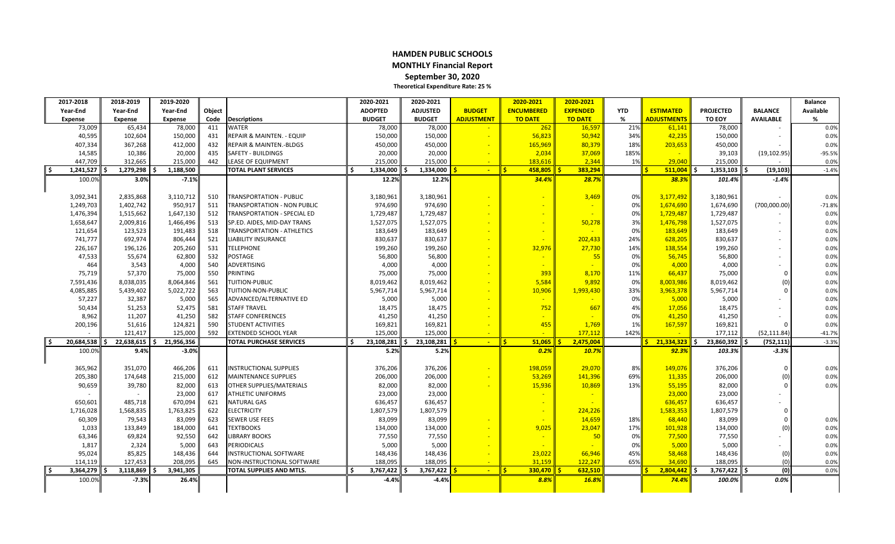# HAMDEN PUBLIC SCHOOLS

## MONTHLY Financial Report

### September 30, 2020

**Theoretical Expenditure Rate: 25 %**

| 2017-2018 Year-End Expense | 2018-2019 Year-End Expense | 2019-2020 Year-End Expense | Object Code | Descriptions | 2020-2021 ADOPTED BUDGET | 2020-2021 ADJUSTED BUDGET | BUDGET ADJUSTMENT | 2020-2021 ENCUMBERED TO DATE | 2020-2021 EXPENDED TO DATE | YTD % | ESTIMATED ADJUSTMENTS | PROJECTED TO EOY | BALANCE AVAILABLE | Balance Available % |
|---|---|---|---|---|---|---|---|---|---|---|---|---|---|---|
| 73,009 | 65,434 | 78,000 | 411 | WATER | 78,000 | 78,000 | - | 262 | 16,597 | 21% | 61,141 | 78,000 | - | 0.0% |
| 40,595 | 102,604 | 150,000 | 431 | REPAIR & MAINTEN. - EQUIP | 150,000 | 150,000 | - | 56,823 | 50,942 | 34% | 42,235 | 150,000 | - | 0.0% |
| 407,334 | 367,268 | 412,000 | 432 | REPAIR & MAINTEN.-BLDGS | 450,000 | 450,000 | - | 165,969 | 80,379 | 18% | 203,653 | 450,000 | - | 0.0% |
| 14,585 | 10,386 | 20,000 | 435 | SAFETY - BUILDINGS | 20,000 | 20,000 | - | 2,034 | 37,069 | 185% | - | 39,103 | (19,102.95) | -95.5% |
| 447,709 | 312,665 | 215,000 | 442 | LEASE OF EQUIPMENT | 215,000 | 215,000 | - | 183,616 | 2,344 | 1% | 29,040 | 215,000 | - | 0.0% |
| $ 1,241,527 | $ 1,279,298 | $ 1,188,500 | | TOTAL PLANT SERVICES | $ 1,334,000 | $ 1,334,000 | $ - | $ 458,805 | $ 383,294 | | $ 511,004 | $ 1,353,103 | $ (19,103) | -1.4% |
| 100.0% | 3.0% | -7.1% | | | 12.2% | 12.2% | | 34.4% | 28.7% | | 38.3% | 101.4% | -1.4% | |
| 3,092,341 | 2,835,868 | 3,110,712 | 510 | TRANSPORTATION - PUBLIC | 3,180,961 | 3,180,961 | - | - | 3,469 | 0% | 3,177,492 | 3,180,961 | - | 0.0% |
| 1,249,703 | 1,402,742 | 950,917 | 511 | TRANSPORTATION - NON PUBLIC | 974,690 | 974,690 | - | - | - | 0% | 1,674,690 | 1,674,690 | (700,000.00) | -71.8% |
| 1,476,394 | 1,515,662 | 1,647,130 | 512 | TRANSPORTATION - SPECIAL ED | 1,729,487 | 1,729,487 | - | - | - | 0% | 1,729,487 | 1,729,487 | - | 0.0% |
| 1,658,647 | 2,009,816 | 1,466,496 | 513 | SP.ED. AIDES, MID-DAY TRANS | 1,527,075 | 1,527,075 | - | - | 50,278 | 3% | 1,476,798 | 1,527,075 | - | 0.0% |
| 121,654 | 123,523 | 191,483 | 518 | TRANSPORTATION - ATHLETICS | 183,649 | 183,649 | - | - | - | 0% | 183,649 | 183,649 | - | 0.0% |
| 741,777 | 692,974 | 806,444 | 521 | LIABILITY INSURANCE | 830,637 | 830,637 | - | - | 202,433 | 24% | 628,205 | 830,637 | - | 0.0% |
| 226,167 | 196,126 | 205,260 | 531 | TELEPHONE | 199,260 | 199,260 | - | 32,976 | 27,730 | 14% | 138,554 | 199,260 | - | 0.0% |
| 47,533 | 55,674 | 62,800 | 532 | POSTAGE | 56,800 | 56,800 | - | - | 55 | 0% | 56,745 | 56,800 | - | 0.0% |
| 464 | 3,543 | 4,000 | 540 | ADVERTISING | 4,000 | 4,000 | - | - | - | 0% | 4,000 | 4,000 | - | 0.0% |
| 75,719 | 57,370 | 75,000 | 550 | PRINTING | 75,000 | 75,000 | - | 393 | 8,170 | 11% | 66,437 | 75,000 | 0 | 0.0% |
| 7,591,436 | 8,038,035 | 8,064,846 | 561 | TUITION-PUBLIC | 8,019,462 | 8,019,462 | - | 5,584 | 9,892 | 0% | 8,003,986 | 8,019,462 | (0) | 0.0% |
| 4,085,885 | 5,439,402 | 5,022,722 | 563 | TUITION-NON-PUBLIC | 5,967,714 | 5,967,714 | - | 10,906 | 1,993,430 | 33% | 3,963,378 | 5,967,714 | 0 | 0.0% |
| 57,227 | 32,387 | 5,000 | 565 | ADVANCED/ALTERNATIVE ED | 5,000 | 5,000 | - | - | - | 0% | 5,000 | 5,000 | - | 0.0% |
| 50,434 | 51,253 | 52,475 | 581 | STAFF TRAVEL | 18,475 | 18,475 | - | 752 | 667 | 4% | 17,056 | 18,475 | - | 0.0% |
| 8,962 | 11,207 | 41,250 | 582 | STAFF CONFERENCES | 41,250 | 41,250 | - | - | - | 0% | 41,250 | 41,250 | - | 0.0% |
| 200,196 | 51,616 | 124,821 | 590 | STUDENT ACTIVITIES | 169,821 | 169,821 | - | 455 | 1,769 | 1% | 167,597 | 169,821 | 0 | 0.0% |
| - | 121,417 | 125,000 | 592 | EXTENDED SCHOOL YEAR | 125,000 | 125,000 | - | - | 177,112 | 142% | - | 177,112 | (52,111.84) | -41.7% |
| $ 20,684,538 | $ 22,638,615 | $ 21,956,356 | | TOTAL PURCHASE SERVICES | $ 23,108,281 | $ 23,108,281 | $ - | $ 51,065 | $ 2,475,004 | | $ 21,334,323 | $ 23,860,392 | $ (752,111) | -3.3% |
| 100.0% | 9.4% | -3.0% | | | 5.2% | 5.2% | | 0.2% | 10.7% | | 92.3% | 103.3% | -3.3% | |
| 365,962 | 351,070 | 466,206 | 611 | INSTRUCTIONAL SUPPLIES | 376,206 | 376,206 | - | 198,059 | 29,070 | 8% | 149,076 | 376,206 | 0 | 0.0% |
| 205,380 | 174,648 | 215,000 | 612 | MAINTENANCE SUPPLIES | 206,000 | 206,000 | - | 53,269 | 141,396 | 69% | 11,335 | 206,000 | (0) | 0.0% |
| 90,659 | 39,780 | 82,000 | 613 | OTHER SUPPLIES/MATERIALS | 82,000 | 82,000 | - | 15,936 | 10,869 | 13% | 55,195 | 82,000 | 0 | 0.0% |
| - | - | 23,000 | 617 | ATHLETIC UNIFORMS | 23,000 | 23,000 | | - | - | | 23,000 | 23,000 | - | |
| 650,601 | 485,718 | 670,094 | 621 | NATURAL GAS | 636,457 | 636,457 | | - | - | | 636,457 | 636,457 | - | |
| 1,716,028 | 1,568,835 | 1,763,825 | 622 | ELECTRICITY | 1,807,579 | 1,807,579 | | - | 224,226 | | 1,583,353 | 1,807,579 | 0 | |
| 60,309 | 79,543 | 83,099 | 623 | SEWER USE FEES | 83,099 | 83,099 | - | - | 14,659 | 18% | 68,440 | 83,099 | 0 | 0.0% |
| 1,033 | 133,849 | 184,000 | 641 | TEXTBOOKS | 134,000 | 134,000 | - | 9,025 | 23,047 | 17% | 101,928 | 134,000 | (0) | 0.0% |
| 63,346 | 69,824 | 92,550 | 642 | LIBRARY BOOKS | 77,550 | 77,550 | - | - | 50 | 0% | 77,500 | 77,550 | - | 0.0% |
| 1,817 | 2,324 | 5,000 | 643 | PERIODICALS | 5,000 | 5,000 | - | - | - | 0% | 5,000 | 5,000 | - | 0.0% |
| 95,024 | 85,825 | 148,436 | 644 | INSTRUCTIONAL SOFTWARE | 148,436 | 148,436 | - | 23,022 | 66,946 | 45% | 58,468 | 148,436 | (0) | 0.0% |
| 114,119 | 127,453 | 208,095 | 645 | NON-INSTRUCTIONAL SOFTWARE | 188,095 | 188,095 | - | 31,159 | 122,247 | 65% | 34,690 | 188,095 | (0) | 0.0% |
| $ 3,364,279 | $ 3,118,869 | $ 3,941,305 | | TOTAL SUPPLIES AND MTLS. | $ 3,767,422 | $ 3,767,422 | $ - | $ 330,470 | $ 632,510 | | $ 2,804,442 | $ 3,767,422 | $ (0) | 0.0% |
| 100.0% | -7.3% | 26.4% | | | -4.4% | -4.4% | | 8.8% | 16.8% | | 74.4% | 100.0% | 0.0% | |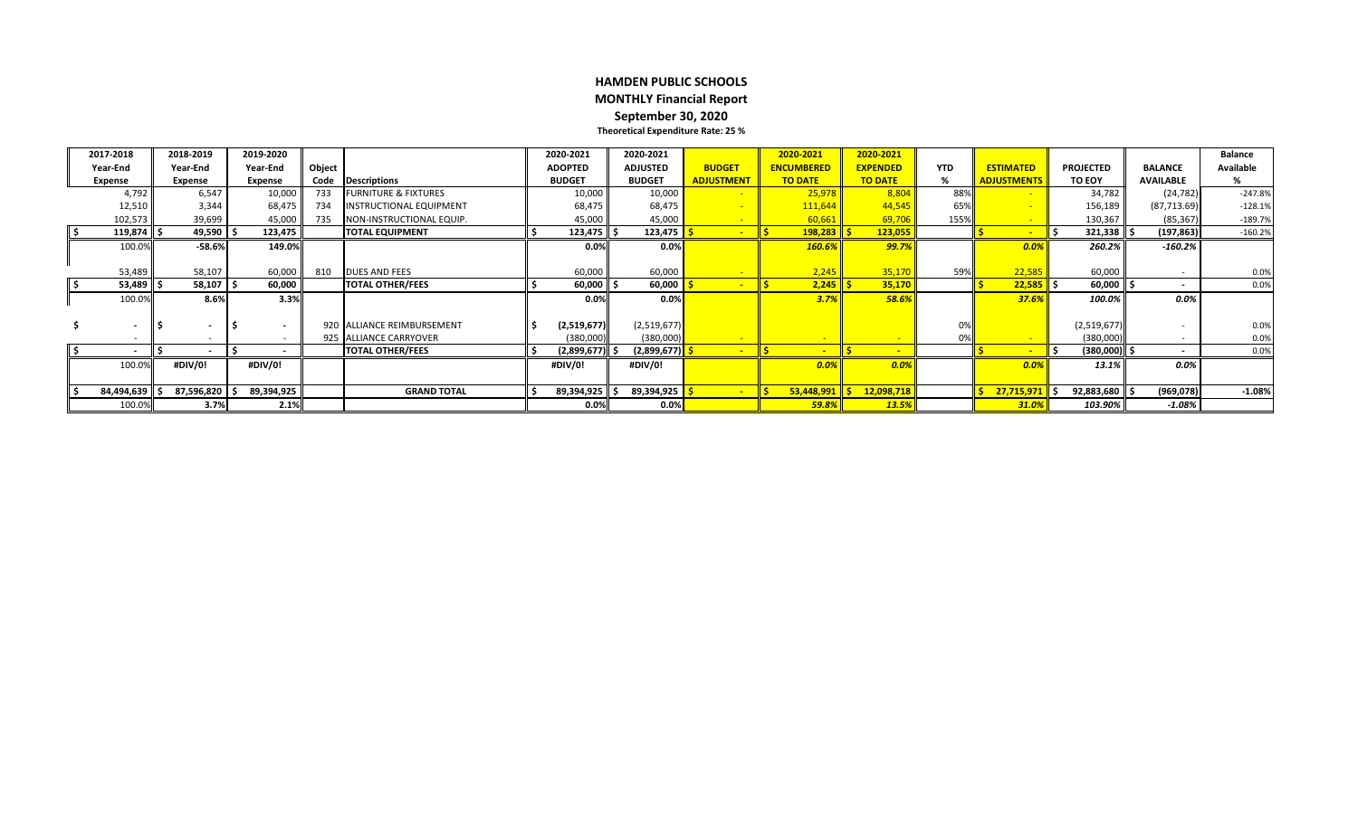# HAMDEN PUBLIC SCHOOLS

## MONTHLY Financial Report

### September 30, 2020

**Theoretical Expenditure Rate: 25 %**

| 2017-2018 Year-End Expense | 2018-2019 Year-End Expense | 2019-2020 Year-End Expense | Object Code | Descriptions | 2020-2021 ADOPTED BUDGET | 2020-2021 ADJUSTED BUDGET | BUDGET ADJUSTMENT | 2020-2021 ENCUMBERED TO DATE | 2020-2021 EXPENDED TO DATE | YTD % | ESTIMATED ADJUSTMENTS | PROJECTED TO EOY | BALANCE AVAILABLE | Balance Available % |
|---|---|---|---|---|---|---|---|---|---|---|---|---|---|---|
| 4,792 | 6,547 | 10,000 | 733 | FURNITURE & FIXTURES | 10,000 | 10,000 | - | 25,978 | 8,804 | 88% | - | 34,782 | (24,782) | -247.8% |
| 12,510 | 3,344 | 68,475 | 734 | INSTRUCTIONAL EQUIPMENT | 68,475 | 68,475 | - | 111,644 | 44,545 | 65% | - | 156,189 | (87,713.69) | -128.1% |
| 102,573 | 39,699 | 45,000 | 735 | NON-INSTRUCTIONAL EQUIP. | 45,000 | 45,000 | - | 60,661 | 69,706 | 155% | - | 130,367 | (85,367) | -189.7% |
| **$ 119,874** | **$ 49,590** | **$ 123,475** | | **TOTAL EQUIPMENT** | **$ 123,475** | **$ 123,475** | **$ -** | **$ 198,283** | **$ 123,055** | | **$ -** | **$ 321,338** | **$ (197,863)** | -160.2% |
| 100.0% | **-58.6%** | **149.0%** | | | **0.0%** | **0.0%** | | ***160.6%*** | ***99.7%*** | | ***0.0%*** | ***260.2%*** | ***-160.2%*** | |
| 53,489 | 58,107 | 60,000 | 810 | DUES AND FEES | 60,000 | 60,000 | - | 2,245 | 35,170 | 59% | 22,585 | 60,000 | - | 0.0% |
| **$ 53,489** | **$ 58,107** | **$ 60,000** | | **TOTAL OTHER/FEES** | **$ 60,000** | **$ 60,000** | **$ -** | **$ 2,245** | **$ 35,170** | | **$ 22,585** | **$ 60,000** | **$ -** | 0.0% |
| 100.0% | **8.6%** | **3.3%** | | | **0.0%** | **0.0%** | | ***3.7%*** | ***58.6%*** | | ***37.6%*** | ***100.0%*** | ***0.0%*** | |
| $ - | $ - | $ - | 920 | ALLIANCE REIMBURSEMENT | $ (2,519,677) | (2,519,677) | | | | 0% | | (2,519,677) | - | 0.0% |
| - | - | - | 925 | ALLIANCE CARRYOVER | (380,000) | (380,000) | - | - | - | 0% | - | (380,000) | - | 0.0% |
| **$ -** | **$ -** | **$ -** | | **TOTAL OTHER/FEES** | **$ (2,899,677)** | **$ (2,899,677)** | **$ -** | **$ -** | **$ -** | | **$ -** | **$ (380,000)** | **$ -** | 0.0% |
| 100.0% | **#DIV/0!** | **#DIV/0!** | | | **#DIV/0!** | **#DIV/0!** | | ***0.0%*** | ***0.0%*** | | ***0.0%*** | ***13.1%*** | ***0.0%*** | |
| **$ 84,494,639** | **$ 87,596,820** | **$ 89,394,925** | | **GRAND TOTAL** | **$ 89,394,925** | **$ 89,394,925** | **$ -** | **$ 53,448,991** | **$ 12,098,718** | | **$ 27,715,971** | **$ 92,883,680** | **$ (969,078)** | **-1.08%** |
| 100.0% | **3.7%** | **2.1%** | | | **0.0%** | **0.0%** | | ***59.8%*** | ***13.5%*** | | ***31.0%*** | ***103.90%*** | ***-1.08%*** | |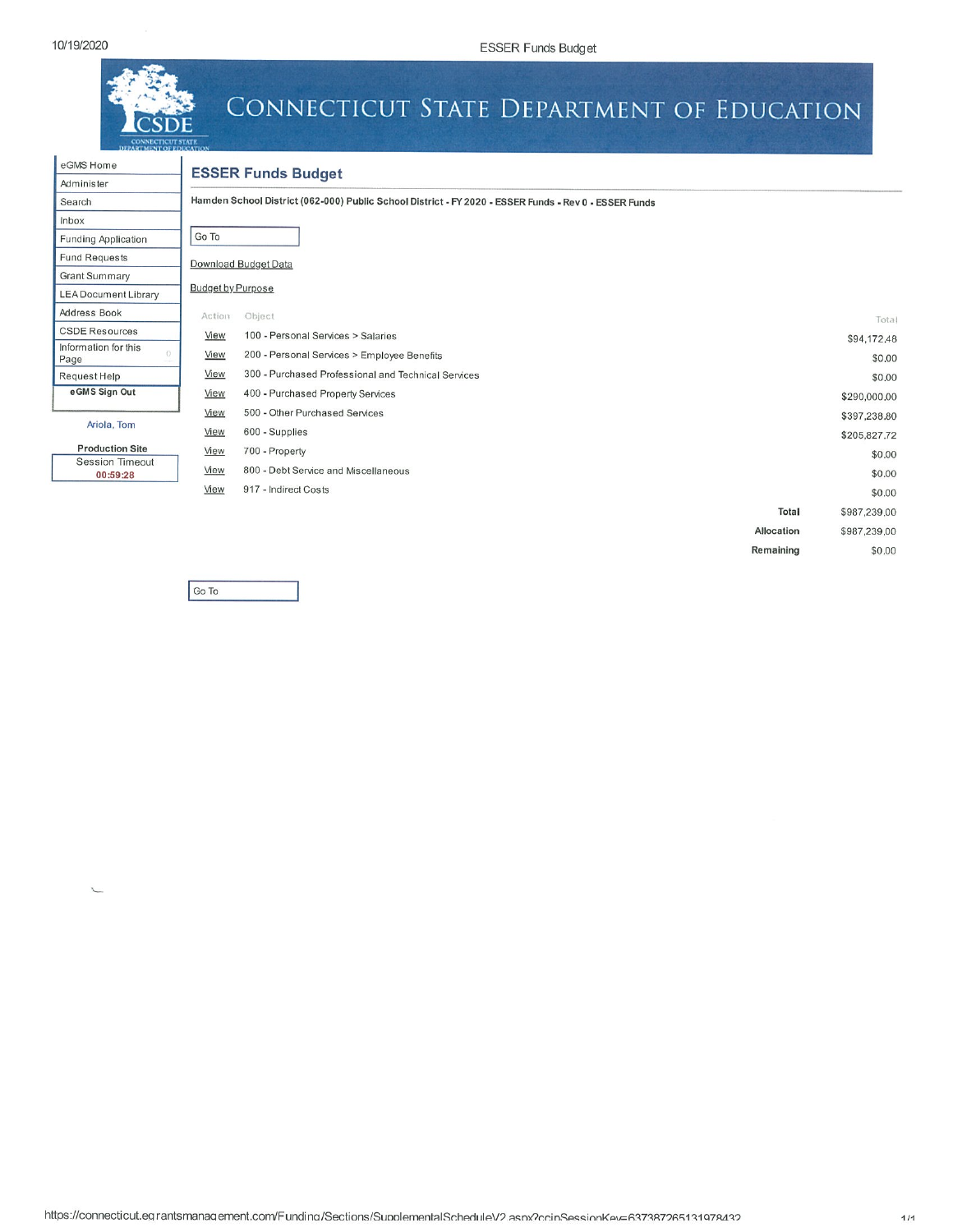# CONNECTICUT STATE DEPARTMENT OF EDUCATION

- eGMS Home
- Administer
- Search
- Inbox
- Funding Application
- Fund Requests
- Grant Summary
- LEA Document Library
- Address Book
- CSDE Resources
- Information for this Page
- Request Help
- eGMS Sign Out

Ariola, Tom

Production Site
Session Timeout
00:59:28

## ESSER Funds Budget

**Hamden School District (062-000) Public School District - FY 2020 - ESSER Funds - Rev 0 - ESSER Funds**

Go To

Download Budget Data

Budget by Purpose

| Action | Object | Total |
|---|---|---|
| View | 100 - Personal Services > Salaries | $94,172.48 |
| View | 200 - Personal Services > Employee Benefits | $0.00 |
| View | 300 - Purchased Professional and Technical Services | $0.00 |
| View | 400 - Purchased Property Services | $290,000.00 |
| View | 500 - Other Purchased Services | $397,238.80 |
| View | 600 - Supplies | $205,827.72 |
| View | 700 - Property | $0.00 |
| View | 800 - Debt Service and Miscellaneous | $0.00 |
| View | 917 - Indirect Costs | $0.00 |
| | **Total** | $987,239.00 |
| | **Allocation** | $987,239.00 |
| | **Remaining** | $0.00 |

Go To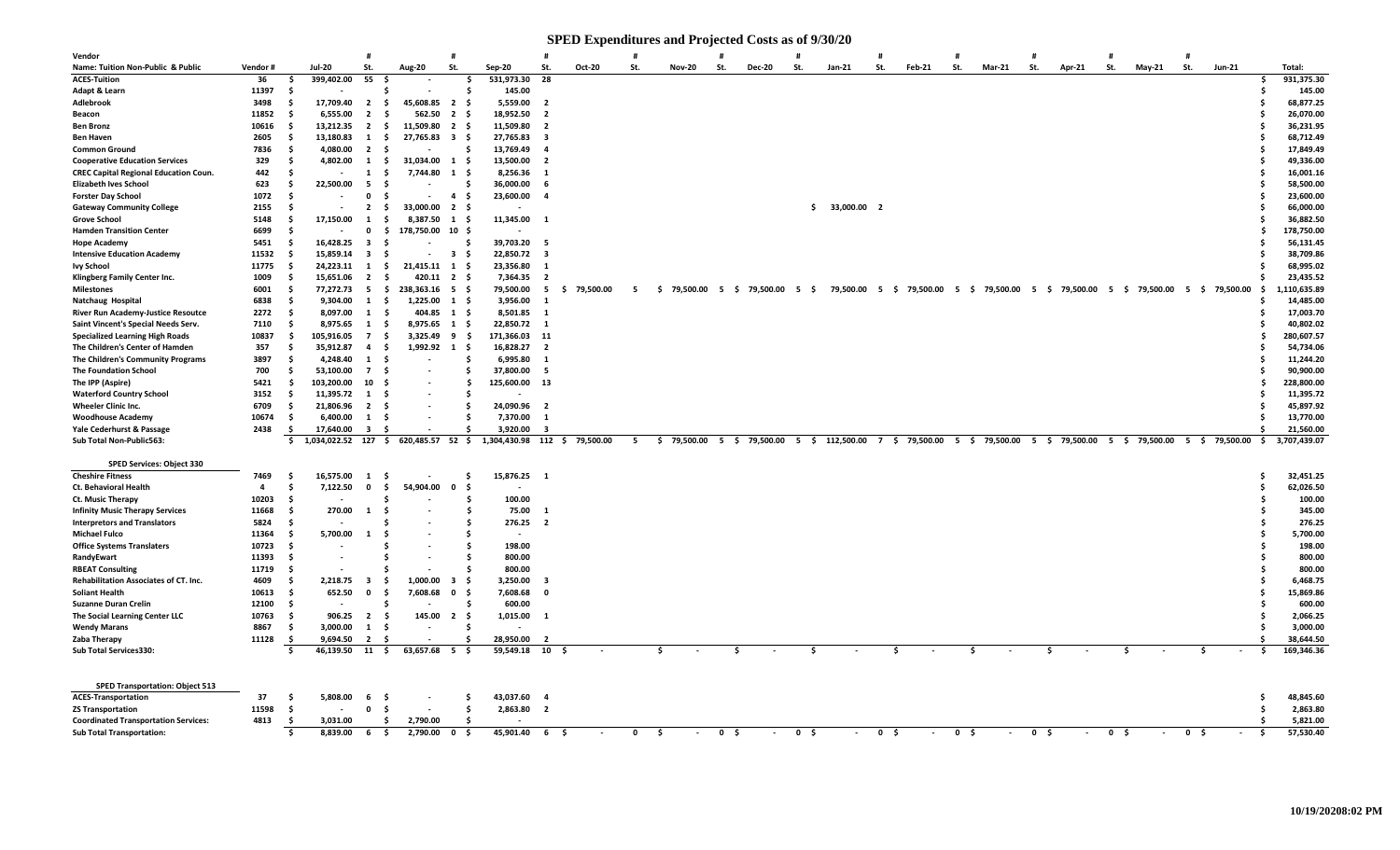# SPED Expenditures and Projected Costs as of 9/30/20

| Vendor Name: Tuition Non-Public & Public | Vendor # | Jul-20 | # St. | Aug-20 | # St. | Sep-20 | # St. | Oct-20 | # St. | Nov-20 | # St. | Dec-20 | # St. | Jan-21 | # St. | Feb-21 | # St. | Mar-21 | # St. | Apr-21 | # St. | May-21 | # St. | Jun-21 | Total: |
|---|---|---|---|---|---|---|---|---|---|---|---|---|---|---|---|---|---|---|---|---|---|---|---|---|---|
| ACES-Tuition | 36 | $ 399,402.00 | 55 | $ - | | $ 531,973.30 | 28 | | | | | | | | | | | | | | | | | | $ 931,375.30 |
| Adapt & Learn | 11397 | $ - | | $ - | | $ 145.00 | | | | | | | | | | | | | | | | | | | $ 145.00 |
| Adlebrook | 3498 | $ 17,709.40 | 2 | $ 45,608.85 | 2 | $ 5,559.00 | 2 | | | | | | | | | | | | | | | | | | $ 68,877.25 |
| Beacon | 11852 | $ 6,555.00 | 2 | $ 562.50 | 2 | $ 18,952.50 | 2 | | | | | | | | | | | | | | | | | | $ 26,070.00 |
| Ben Bronz | 10616 | $ 13,212.35 | 2 | $ 11,509.80 | 2 | $ 11,509.80 | 2 | | | | | | | | | | | | | | | | | | $ 36,231.95 |
| Ben Haven | 2605 | $ 13,180.83 | 1 | $ 27,765.83 | 3 | $ 27,765.83 | 3 | | | | | | | | | | | | | | | | | | $ 68,712.49 |
| Common Ground | 7836 | $ 4,080.00 | 2 | $ - | | $ 13,769.49 | 4 | | | | | | | | | | | | | | | | | | $ 17,849.49 |
| Cooperative Education Services | 329 | $ 4,802.00 | 1 | $ 31,034.00 | 1 | $ 13,500.00 | 2 | | | | | | | | | | | | | | | | | | $ 49,336.00 |
| CREC Capital Regional Education Coun. | 442 | $ - | 1 | $ 7,744.80 | 1 | $ 8,256.36 | 1 | | | | | | | | | | | | | | | | | | $ 16,001.16 |
| Elizabeth Ives School | 623 | $ 22,500.00 | 5 | $ - | | $ 36,000.00 | 6 | | | | | | | | | | | | | | | | | | $ 58,500.00 |
| Forster Day School | 1072 | $ - | 0 | $ - | 4 | $ 23,600.00 | 4 | | | | | | | | | | | | | | | | | | $ 23,600.00 |
| Gateway Community College | 2155 | $ - | 2 | $ 33,000.00 | 2 | $ - | | | | | | | | $ 33,000.00 | 2 | | | | | | | | | | $ 66,000.00 |
| Grove School | 5148 | $ 17,150.00 | 1 | $ 8,387.50 | 1 | $ 11,345.00 | 1 | | | | | | | | | | | | | | | | | | $ 36,882.50 |
| Hamden Transition Center | 6699 | $ - | 0 | $ 178,750.00 | 10 | $ - | | | | | | | | | | | | | | | | | | | $ 178,750.00 |
| Hope Academy | 5451 | $ 16,428.25 | 3 | $ - | | $ 39,703.20 | 5 | | | | | | | | | | | | | | | | | | $ 56,131.45 |
| Intensive Education Academy | 11532 | $ 15,859.14 | 3 | $ - | 3 | $ 22,850.72 | 3 | | | | | | | | | | | | | | | | | | $ 38,709.86 |
| Ivy School | 11775 | $ 24,223.11 | 1 | $ 21,415.11 | 1 | $ 23,356.80 | 1 | | | | | | | | | | | | | | | | | | $ 68,995.02 |
| Klingberg Family Center Inc. | 1009 | $ 15,651.06 | 2 | $ 420.11 | 2 | $ 7,364.35 | 2 | | | | | | | | | | | | | | | | | | $ 23,435.52 |
| Milestones | 6001 | $ 77,272.73 | 5 | $ 238,363.16 | 5 | $ 79,500.00 | 5 | $ 79,500.00 | 5 | $ 79,500.00 | 5 | $ 79,500.00 | 5 | $ 79,500.00 | 5 | $ 79,500.00 | 5 | $ 79,500.00 | 5 | $ 79,500.00 | 5 | $ 79,500.00 | 5 | $ 79,500.00 | $ 1,110,635.89 |
| Natchaug Hospital | 6838 | $ 9,304.00 | 1 | $ 1,225.00 | 1 | $ 3,956.00 | 1 | | | | | | | | | | | | | | | | | | $ 14,485.00 |
| River Run Academy-Justice Resoutce | 2272 | $ 8,097.00 | 1 | $ 404.85 | 1 | $ 8,501.85 | 1 | | | | | | | | | | | | | | | | | | $ 17,003.70 |
| Saint Vincent's Special Needs Serv. | 7110 | $ 8,975.65 | 1 | $ 8,975.65 | 1 | $ 22,850.72 | 1 | | | | | | | | | | | | | | | | | | $ 40,802.02 |
| Specialized Learning High Roads | 10837 | $ 105,916.05 | 7 | $ 3,325.49 | 9 | $ 171,366.03 | 11 | | | | | | | | | | | | | | | | | | $ 280,607.57 |
| The Children's Center of Hamden | 357 | $ 35,912.87 | 4 | $ 1,992.92 | 1 | $ 16,828.27 | 2 | | | | | | | | | | | | | | | | | | $ 54,734.06 |
| The Children's Community Programs | 3897 | $ 4,248.40 | 1 | $ - | | $ 6,995.80 | 1 | | | | | | | | | | | | | | | | | | $ 11,244.20 |
| The Foundation School | 700 | $ 53,100.00 | 7 | $ - | | $ 37,800.00 | 5 | | | | | | | | | | | | | | | | | | $ 90,900.00 |
| The IPP (Aspire) | 5421 | $ 103,200.00 | 10 | $ - | | $ 125,600.00 | 13 | | | | | | | | | | | | | | | | | | $ 228,800.00 |
| Waterford Country School | 3152 | $ 11,395.72 | 1 | $ - | | $ - | | | | | | | | | | | | | | | | | | | $ 11,395.72 |
| Wheeler Clinic Inc. | 6709 | $ 21,806.96 | 2 | $ - | | $ 24,090.96 | 2 | | | | | | | | | | | | | | | | | | $ 45,897.92 |
| Woodhouse Academy | 10674 | $ 6,400.00 | 1 | $ - | | $ 7,370.00 | 1 | | | | | | | | | | | | | | | | | | $ 13,770.00 |
| Yale Cederhurst & Passage | 2438 | $ 17,640.00 | 3 | $ - | | $ 3,920.00 | 3 | | | | | | | | | | | | | | | | | | $ 21,560.00 |
| **Sub Total Non-Public563:** | | $ 1,034,022.52 | 127 | $ 620,485.57 | 52 | $ 1,304,430.98 | 112 | $ 79,500.00 | 5 | $ 79,500.00 | 5 | $ 79,500.00 | 5 | $ 112,500.00 | 7 | $ 79,500.00 | 5 | $ 79,500.00 | 5 | $ 79,500.00 | 5 | $ 79,500.00 | 5 | $ 79,500.00 | $ 3,707,439.07 |
| **SPED Services: Object 330** | | | | | | | | | | | | | | | | | | | | | | | | | |
| Cheshire Fitness | 7469 | $ 16,575.00 | 1 | $ - | | $ 15,876.25 | 1 | | | | | | | | | | | | | | | | | | $ 32,451.25 |
| Ct. Behavioral Health | 4 | $ 7,122.50 | 0 | $ 54,904.00 | 0 | $ - | | | | | | | | | | | | | | | | | | | $ 62,026.50 |
| Ct. Music Therapy | 10203 | $ - | | $ - | | $ 100.00 | | | | | | | | | | | | | | | | | | | $ 100.00 |
| Infinity Music Therapy Services | 11668 | $ 270.00 | 1 | $ - | | $ 75.00 | 1 | | | | | | | | | | | | | | | | | | $ 345.00 |
| Interpretors and Translators | 5824 | $ - | | $ - | | $ 276.25 | 2 | | | | | | | | | | | | | | | | | | $ 276.25 |
| Michael Fulco | 11364 | $ 5,700.00 | 1 | $ - | | $ - | | | | | | | | | | | | | | | | | | | $ 5,700.00 |
| Office Systems Translaters | 10723 | $ - | | $ - | | $ 198.00 | | | | | | | | | | | | | | | | | | | $ 198.00 |
| RandyEwart | 11393 | $ - | | $ - | | $ 800.00 | | | | | | | | | | | | | | | | | | | $ 800.00 |
| RBEAT Consulting | 11719 | $ - | | $ - | | $ 800.00 | | | | | | | | | | | | | | | | | | | $ 800.00 |
| Rehabilitation Associates of CT. Inc. | 4609 | $ 2,218.75 | 3 | $ 1,000.00 | 3 | $ 3,250.00 | 3 | | | | | | | | | | | | | | | | | | $ 6,468.75 |
| Soliant Health | 10613 | $ 652.50 | 0 | $ 7,608.68 | 0 | $ 7,608.68 | 0 | | | | | | | | | | | | | | | | | | $ 15,869.86 |
| Suzanne Duran Crelin | 12100 | $ - | | $ - | | $ 600.00 | | | | | | | | | | | | | | | | | | | $ 600.00 |
| The Social Learning Center LLC | 10763 | $ 906.25 | 2 | $ 145.00 | 2 | $ 1,015.00 | 1 | | | | | | | | | | | | | | | | | | $ 2,066.25 |
| Wendy Marans | 8867 | $ 3,000.00 | 1 | $ - | | $ - | | | | | | | | | | | | | | | | | | | $ 3,000.00 |
| Zaba Therapy | 11128 | $ 9,694.50 | 2 | $ - | | $ 28,950.00 | 2 | | | | | | | | | | | | | | | | | | $ 38,644.50 |
| **Sub Total Services330:** | | $ 46,139.50 | 11 | $ 63,657.68 | 5 | $ 59,549.18 | 10 | $ - | | $ - | | $ - | | $ - | | $ - | | $ - | | $ - | | $ - | | $ - | $ 169,346.36 |
| **SPED Transportation: Object 513** | | | | | | | | | | | | | | | | | | | | | | | | | |
| ACES-Transportation | 37 | $ 5,808.00 | 6 | $ - | | $ 43,037.60 | 4 | | | | | | | | | | | | | | | | | | $ 48,845.60 |
| ZS Transportation | 11598 | $ - | 0 | $ - | | $ 2,863.80 | 2 | | | | | | | | | | | | | | | | | | $ 2,863.80 |
| Coordinated Transportation Services: | 4813 | $ 3,031.00 | | $ 2,790.00 | | $ - | | | | | | | | | | | | | | | | | | | $ 5,821.00 |
| **Sub Total Transportation:** | | $ 8,839.00 | 6 | $ 2,790.00 | 0 | $ 45,901.40 | 6 | $ - | 0 | $ - | 0 | $ - | 0 | $ - | 0 | $ - | 0 | $ - | 0 | $ - | 0 | $ - | 0 | $ - | $ 57,530.40 |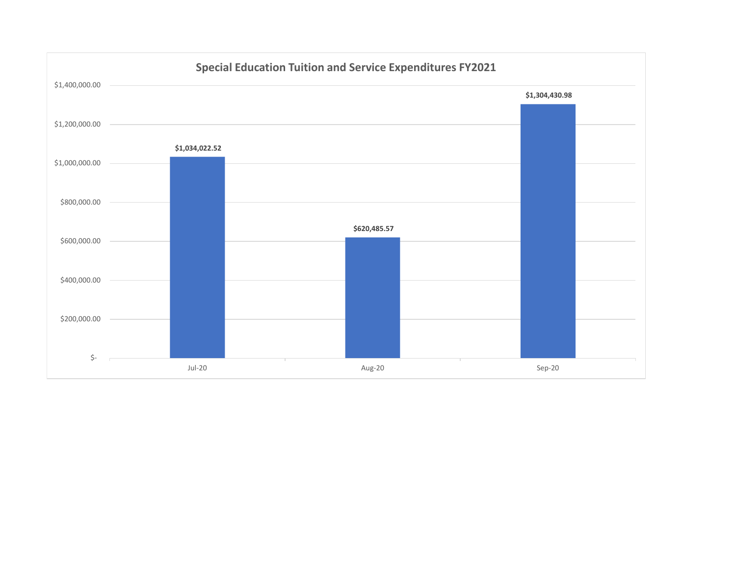## Special Education Tuition and Service Expenditures FY2021

| Month | Expenditures |
| --- | --- |
| Jul-20 | $1,034,022.52 |
| Aug-20 | $620,485.57 |
| Sep-20 | $1,304,430.98 |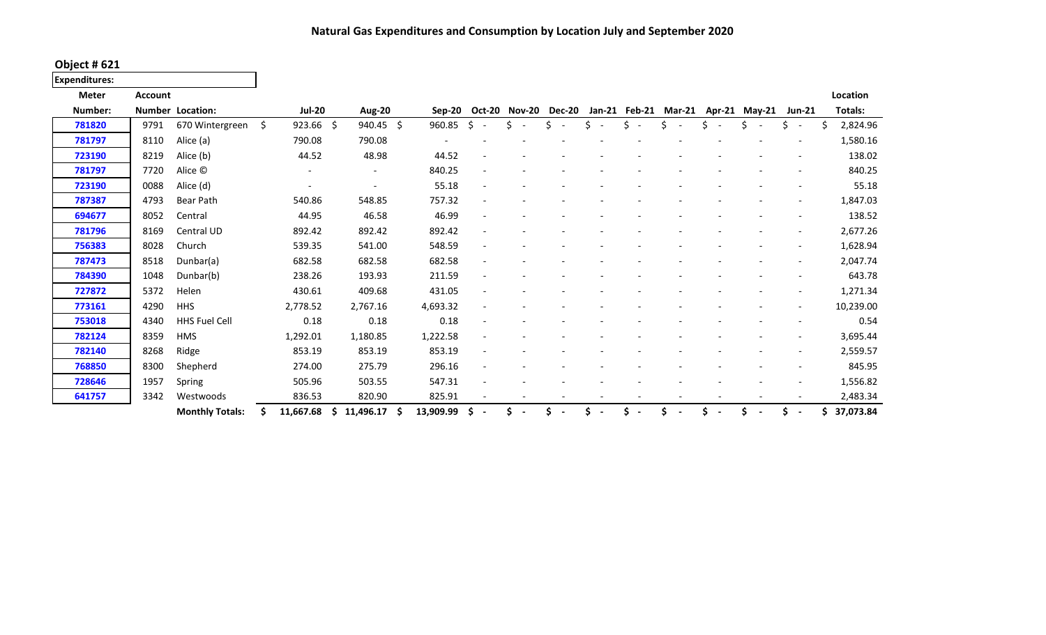## Natural Gas Expenditures and Consumption by Location July and September 2020

**Object # 621**

**Expenditures:**

| Meter Number: | Account Number | Location: | Jul-20 | Aug-20 | Sep-20 | Oct-20 | Nov-20 | Dec-20 | Jan-21 | Feb-21 | Mar-21 | Apr-21 | May-21 | Jun-21 | Location Totals: |
|---|---|---|---|---|---|---|---|---|---|---|---|---|---|---|---|
| 781820 | 9791 | 670 Wintergreen | $ 923.66 | $ 940.45 | $ 960.85 | $ - | $ - | $ - | $ - | $ - | $ - | $ - | $ - | $ - | $ 2,824.96 |
| 781797 | 8110 | Alice (a) | 790.08 | 790.08 | - | - | - | - | - | - | - | - | - | - | 1,580.16 |
| 723190 | 8219 | Alice (b) | 44.52 | 48.98 | 44.52 | - | - | - | - | - | - | - | - | - | 138.02 |
| 781797 | 7720 | Alice © | - | - | 840.25 | - | - | - | - | - | - | - | - | - | 840.25 |
| 723190 | 0088 | Alice (d) | - | - | 55.18 | - | - | - | - | - | - | - | - | - | 55.18 |
| 787387 | 4793 | Bear Path | 540.86 | 548.85 | 757.32 | - | - | - | - | - | - | - | - | - | 1,847.03 |
| 694677 | 8052 | Central | 44.95 | 46.58 | 46.99 | - | - | - | - | - | - | - | - | - | 138.52 |
| 781796 | 8169 | Central UD | 892.42 | 892.42 | 892.42 | - | - | - | - | - | - | - | - | - | 2,677.26 |
| 756383 | 8028 | Church | 539.35 | 541.00 | 548.59 | - | - | - | - | - | - | - | - | - | 1,628.94 |
| 787473 | 8518 | Dunbar(a) | 682.58 | 682.58 | 682.58 | - | - | - | - | - | - | - | - | - | 2,047.74 |
| 784390 | 1048 | Dunbar(b) | 238.26 | 193.93 | 211.59 | - | - | - | - | - | - | - | - | - | 643.78 |
| 727872 | 5372 | Helen | 430.61 | 409.68 | 431.05 | - | - | - | - | - | - | - | - | - | 1,271.34 |
| 773161 | 4290 | HHS | 2,778.52 | 2,767.16 | 4,693.32 | - | - | - | - | - | - | - | - | - | 10,239.00 |
| 753018 | 4340 | HHS Fuel Cell | 0.18 | 0.18 | 0.18 | - | - | - | - | - | - | - | - | - | 0.54 |
| 782124 | 8359 | HMS | 1,292.01 | 1,180.85 | 1,222.58 | - | - | - | - | - | - | - | - | - | 3,695.44 |
| 782140 | 8268 | Ridge | 853.19 | 853.19 | 853.19 | - | - | - | - | - | - | - | - | - | 2,559.57 |
| 768850 | 8300 | Shepherd | 274.00 | 275.79 | 296.16 | - | - | - | - | - | - | - | - | - | 845.95 |
| 728646 | 1957 | Spring | 505.96 | 503.55 | 547.31 | - | - | - | - | - | - | - | - | - | 1,556.82 |
| 641757 | 3342 | Westwoods | 836.53 | 820.90 | 825.91 | - | - | - | - | - | - | - | - | - | 2,483.34 |
| | | **Monthly Totals:** | **$ 11,667.68** | **$ 11,496.17** | **$ 13,909.99** | **$ -** | **$ -** | **$ -** | **$ -** | **$ -** | **$ -** | **$ -** | **$ -** | **$ -** | **$ 37,073.84** |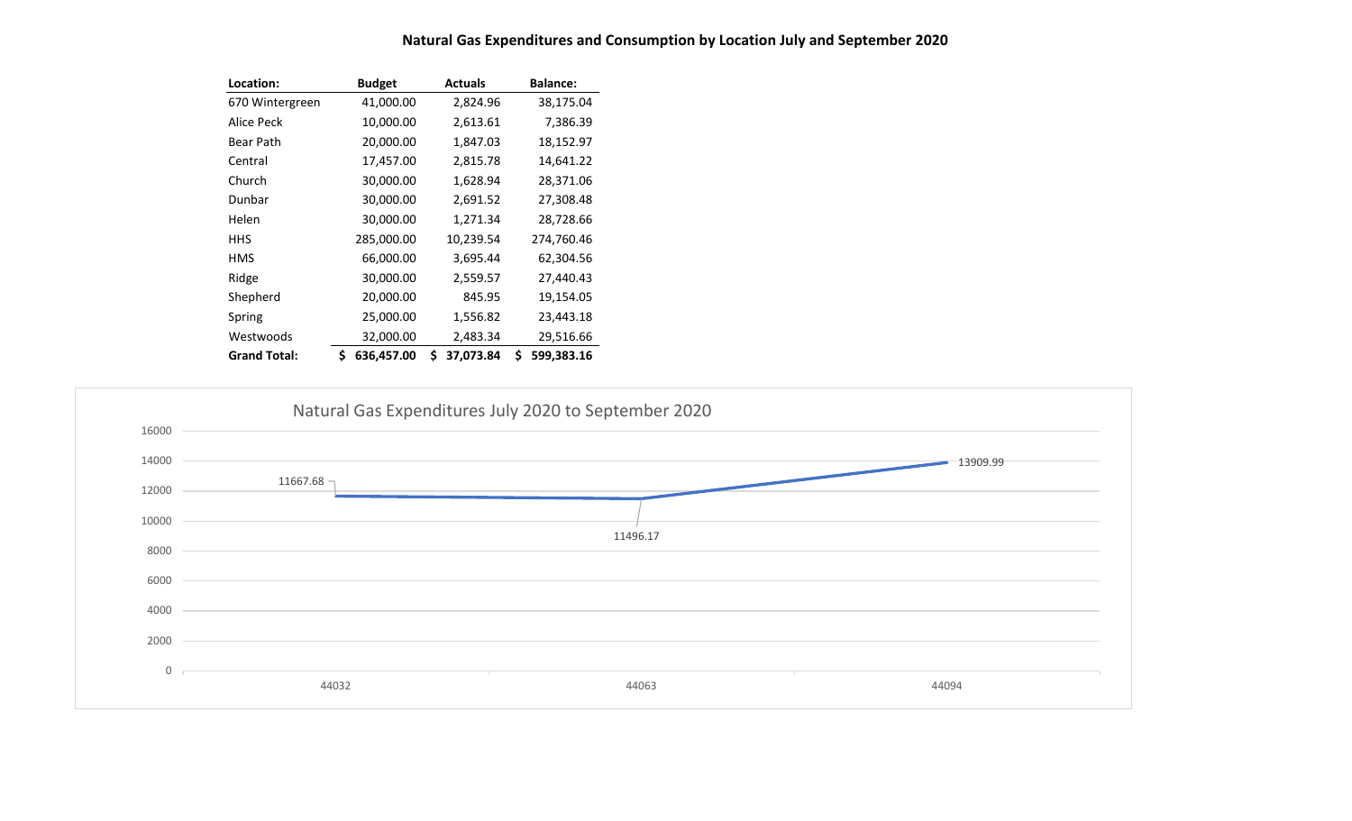**Natural Gas Expenditures and Consumption by Location July and September 2020**

| Location: | Budget | Actuals | Balance: |
|---|---|---|---|
| 670 Wintergreen | 41,000.00 | 2,824.96 | 38,175.04 |
| Alice Peck | 10,000.00 | 2,613.61 | 7,386.39 |
| Bear Path | 20,000.00 | 1,847.03 | 18,152.97 |
| Central | 17,457.00 | 2,815.78 | 14,641.22 |
| Church | 30,000.00 | 1,628.94 | 28,371.06 |
| Dunbar | 30,000.00 | 2,691.52 | 27,308.48 |
| Helen | 30,000.00 | 1,271.34 | 28,728.66 |
| HHS | 285,000.00 | 10,239.54 | 274,760.46 |
| HMS | 66,000.00 | 3,695.44 | 62,304.56 |
| Ridge | 30,000.00 | 2,559.57 | 27,440.43 |
| Shepherd | 20,000.00 | 845.95 | 19,154.05 |
| Spring | 25,000.00 | 1,556.82 | 23,443.18 |
| Westwoods | 32,000.00 | 2,483.34 | 29,516.66 |
| **Grand Total:** | **$ 636,457.00** | **$ 37,073.84** | **$ 599,383.16** |

Natural Gas Expenditures July 2020 to September 2020

| | 44032 | 44063 | 44094 |
|---|---|---|---|
| Expenditures | 11667.68 | 11496.17 | 13909.99 |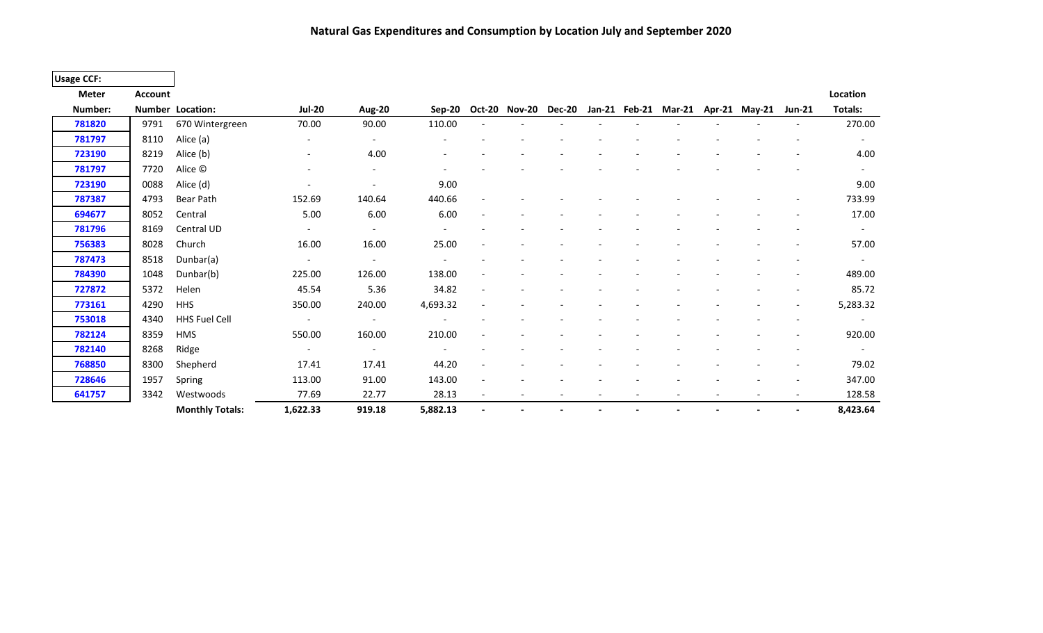## Natural Gas Expenditures and Consumption by Location July and September 2020

**Usage CCF:**

| Meter Number: | Account Number | Location: | Jul-20 | Aug-20 | Sep-20 | Oct-20 | Nov-20 | Dec-20 | Jan-21 | Feb-21 | Mar-21 | Apr-21 | May-21 | Jun-21 | Location Totals: |
|---|---|---|---|---|---|---|---|---|---|---|---|---|---|---|---|
| 781820 | 9791 | 670 Wintergreen | 70.00 | 90.00 | 110.00 | - | - | - | - | - | - | - | - | - | 270.00 |
| 781797 | 8110 | Alice (a) | - | - | - | - | - | - | - | - | - | - | - | - | - |
| 723190 | 8219 | Alice (b) | - | 4.00 | - | - | - | - | - | - | - | - | - | - | 4.00 |
| 781797 | 7720 | Alice © | - | - | - | - | - | - | - | - | - | - | - | - | - |
| 723190 | 0088 | Alice (d) | - | - | 9.00 | | | | | | | | | | 9.00 |
| 787387 | 4793 | Bear Path | 152.69 | 140.64 | 440.66 | - | - | - | - | - | - | - | - | - | 733.99 |
| 694677 | 8052 | Central | 5.00 | 6.00 | 6.00 | - | - | - | - | - | - | - | - | - | 17.00 |
| 781796 | 8169 | Central UD | - | - | - | - | - | - | - | - | - | - | - | - | - |
| 756383 | 8028 | Church | 16.00 | 16.00 | 25.00 | - | - | - | - | - | - | - | - | - | 57.00 |
| 787473 | 8518 | Dunbar(a) | - | - | - | - | - | - | - | - | - | - | - | - | - |
| 784390 | 1048 | Dunbar(b) | 225.00 | 126.00 | 138.00 | - | - | - | - | - | - | - | - | - | 489.00 |
| 727872 | 5372 | Helen | 45.54 | 5.36 | 34.82 | - | - | - | - | - | - | - | - | - | 85.72 |
| 773161 | 4290 | HHS | 350.00 | 240.00 | 4,693.32 | - | - | - | - | - | - | - | - | - | 5,283.32 |
| 753018 | 4340 | HHS Fuel Cell | - | - | - | - | - | - | - | - | - | - | - | - | - |
| 782124 | 8359 | HMS | 550.00 | 160.00 | 210.00 | - | - | - | - | - | - | - | - | - | 920.00 |
| 782140 | 8268 | Ridge | - | - | - | - | - | - | - | - | - | - | - | - | - |
| 768850 | 8300 | Shepherd | 17.41 | 17.41 | 44.20 | - | - | - | - | - | - | - | - | - | 79.02 |
| 728646 | 1957 | Spring | 113.00 | 91.00 | 143.00 | - | - | - | - | - | - | - | - | - | 347.00 |
| 641757 | 3342 | Westwoods | 77.69 | 22.77 | 28.13 | - | - | - | - | - | - | - | - | - | 128.58 |
| | | **Monthly Totals:** | **1,622.33** | **919.18** | **5,882.13** | **-** | **-** | **-** | **-** | **-** | **-** | **-** | **-** | **-** | **8,423.64** |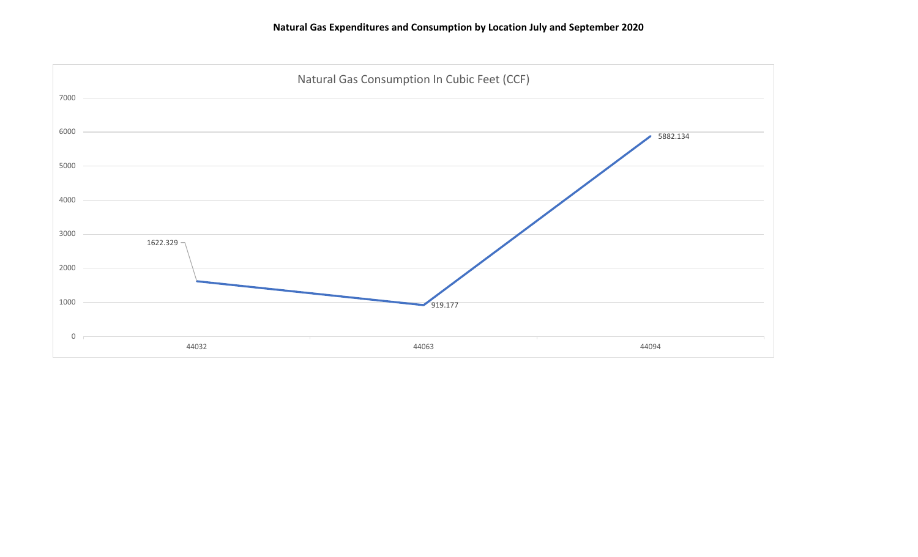**Natural Gas Expenditures and Consumption by Location July and September 2020**

Natural Gas Consumption In Cubic Feet (CCF)

| | 44032 | 44063 | 44094 |
|---|---|---|---|
| Natural Gas Consumption In Cubic Feet (CCF) | 1622.329 | 919.177 | 5882.134 |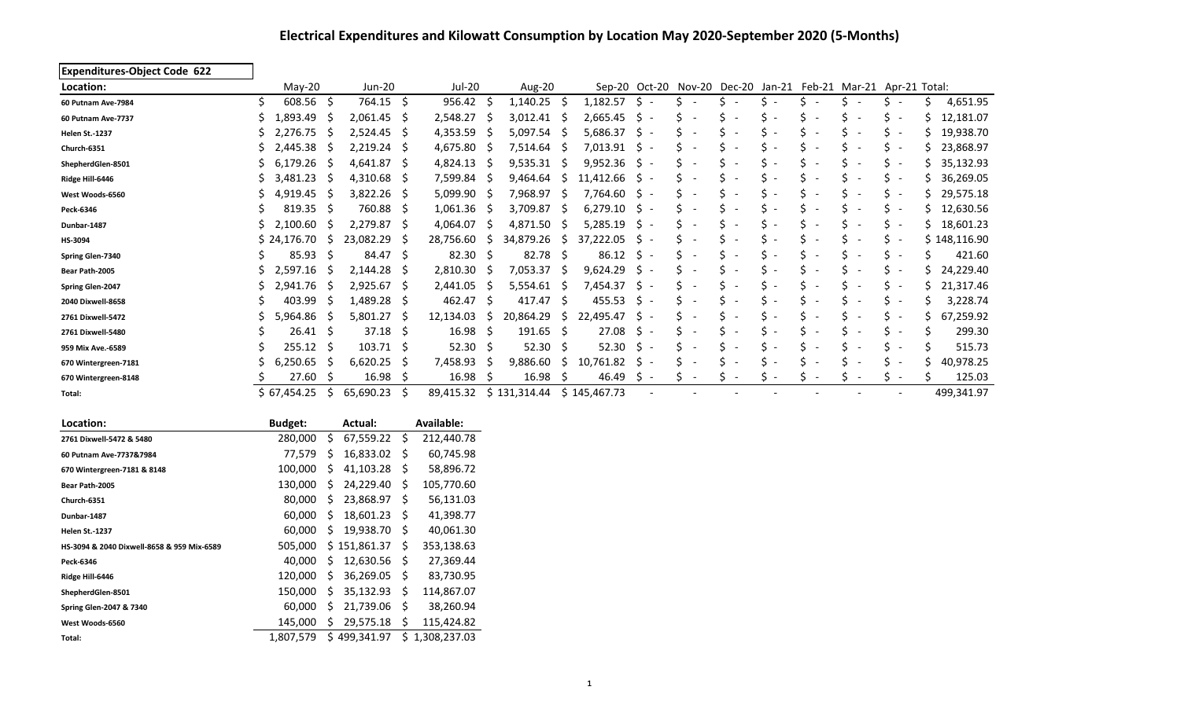# Electrical Expenditures and Kilowatt Consumption by Location May 2020-September 2020 (5-Months)

| Expenditures-Object Code 622 | | | | | | | | | | | | | |
|---|---|---|---|---|---|---|---|---|---|---|---|---|---|
| **Location:** | May-20 | Jun-20 | Jul-20 | Aug-20 | Sep-20 | Oct-20 | Nov-20 | Dec-20 | Jan-21 | Feb-21 | Mar-21 | Apr-21 | Total: |
| **60 Putnam Ave-7984** | $ 608.56 | $ 764.15 | $ 956.42 | $ 1,140.25 | $ 1,182.57 | $ - | $ - | $ - | $ - | $ - | $ - | $ - | $ 4,651.95 |
| **60 Putnam Ave-7737** | $ 1,893.49 | $ 2,061.45 | $ 2,548.27 | $ 3,012.41 | $ 2,665.45 | $ - | $ - | $ - | $ - | $ - | $ - | $ - | $ 12,181.07 |
| **Helen St.-1237** | $ 2,276.75 | $ 2,524.45 | $ 4,353.59 | $ 5,097.54 | $ 5,686.37 | $ - | $ - | $ - | $ - | $ - | $ - | $ - | $ 19,938.70 |
| **Church-6351** | $ 2,445.38 | $ 2,219.24 | $ 4,675.80 | $ 7,514.64 | $ 7,013.91 | $ - | $ - | $ - | $ - | $ - | $ - | $ - | $ 23,868.97 |
| **ShepherdGlen-8501** | $ 6,179.26 | $ 4,641.87 | $ 4,824.13 | $ 9,535.31 | $ 9,952.36 | $ - | $ - | $ - | $ - | $ - | $ - | $ - | $ 35,132.93 |
| **Ridge Hill-6446** | $ 3,481.23 | $ 4,310.68 | $ 7,599.84 | $ 9,464.64 | $ 11,412.66 | $ - | $ - | $ - | $ - | $ - | $ - | $ - | $ 36,269.05 |
| **West Woods-6560** | $ 4,919.45 | $ 3,822.26 | $ 5,099.90 | $ 7,968.97 | $ 7,764.60 | $ - | $ - | $ - | $ - | $ - | $ - | $ - | $ 29,575.18 |
| **Peck-6346** | $ 819.35 | $ 760.88 | $ 1,061.36 | $ 3,709.87 | $ 6,279.10 | $ - | $ - | $ - | $ - | $ - | $ - | $ - | $ 12,630.56 |
| **Dunbar-1487** | $ 2,100.60 | $ 2,279.87 | $ 4,064.07 | $ 4,871.50 | $ 5,285.19 | $ - | $ - | $ - | $ - | $ - | $ - | $ - | $ 18,601.23 |
| **HS-3094** | $ 24,176.70 | $ 23,082.29 | $ 28,756.60 | $ 34,879.26 | $ 37,222.05 | $ - | $ - | $ - | $ - | $ - | $ - | $ - | $ 148,116.90 |
| **Spring Glen-7340** | $ 85.93 | $ 84.47 | $ 82.30 | $ 82.78 | $ 86.12 | $ - | $ - | $ - | $ - | $ - | $ - | $ - | $ 421.60 |
| **Bear Path-2005** | $ 2,597.16 | $ 2,144.28 | $ 2,810.30 | $ 7,053.37 | $ 9,624.29 | $ - | $ - | $ - | $ - | $ - | $ - | $ - | $ 24,229.40 |
| **Spring Glen-2047** | $ 2,941.76 | $ 2,925.67 | $ 2,441.05 | $ 5,554.61 | $ 7,454.37 | $ - | $ - | $ - | $ - | $ - | $ - | $ - | $ 21,317.46 |
| **2040 Dixwell-8658** | $ 403.99 | $ 1,489.28 | $ 462.47 | $ 417.47 | $ 455.53 | $ - | $ - | $ - | $ - | $ - | $ - | $ - | $ 3,228.74 |
| **2761 Dixwell-5472** | $ 5,964.86 | $ 5,801.27 | $ 12,134.03 | $ 20,864.29 | $ 22,495.47 | $ - | $ - | $ - | $ - | $ - | $ - | $ - | $ 67,259.92 |
| **2761 Dixwell-5480** | $ 26.41 | $ 37.18 | $ 16.98 | $ 191.65 | $ 27.08 | $ - | $ - | $ - | $ - | $ - | $ - | $ - | $ 299.30 |
| **959 Mix Ave.-6589** | $ 255.12 | $ 103.71 | $ 52.30 | $ 52.30 | $ 52.30 | $ - | $ - | $ - | $ - | $ - | $ - | $ - | $ 515.73 |
| **670 Wintergreen-7181** | $ 6,250.65 | $ 6,620.25 | $ 7,458.93 | $ 9,886.60 | $ 10,761.82 | $ - | $ - | $ - | $ - | $ - | $ - | $ - | $ 40,978.25 |
| **670 Wintergreen-8148** | $ 27.60 | $ 16.98 | $ 16.98 | $ 16.98 | $ 46.49 | $ - | $ - | $ - | $ - | $ - | $ - | $ - | $ 125.03 |
| **Total:** | $ 67,454.25 | $ 65,690.23 | $ 89,415.32 | $ 131,314.44 | $ 145,467.73 | - | - | - | - | - | - | - | 499,341.97 |

| Location: | Budget: | Actual: | Available: |
|---|---|---|---|
| **2761 Dixwell-5472 & 5480** | 280,000 | $ 67,559.22 | $ 212,440.78 |
| **60 Putnam Ave-7737&7984** | 77,579 | $ 16,833.02 | $ 60,745.98 |
| **670 Wintergreen-7181 & 8148** | 100,000 | $ 41,103.28 | $ 58,896.72 |
| **Bear Path-2005** | 130,000 | $ 24,229.40 | $ 105,770.60 |
| **Church-6351** | 80,000 | $ 23,868.97 | $ 56,131.03 |
| **Dunbar-1487** | 60,000 | $ 18,601.23 | $ 41,398.77 |
| **Helen St.-1237** | 60,000 | $ 19,938.70 | $ 40,061.30 |
| **HS-3094 & 2040 Dixwell-8658 & 959 Mix-6589** | 505,000 | $ 151,861.37 | $ 353,138.63 |
| **Peck-6346** | 40,000 | $ 12,630.56 | $ 27,369.44 |
| **Ridge Hill-6446** | 120,000 | $ 36,269.05 | $ 83,730.95 |
| **ShepherdGlen-8501** | 150,000 | $ 35,132.93 | $ 114,867.07 |
| **Spring Glen-2047 & 7340** | 60,000 | $ 21,739.06 | $ 38,260.94 |
| **West Woods-6560** | 145,000 | $ 29,575.18 | $ 115,424.82 |
| **Total:** | 1,807,579 | $ 499,341.97 | $ 1,308,237.03 |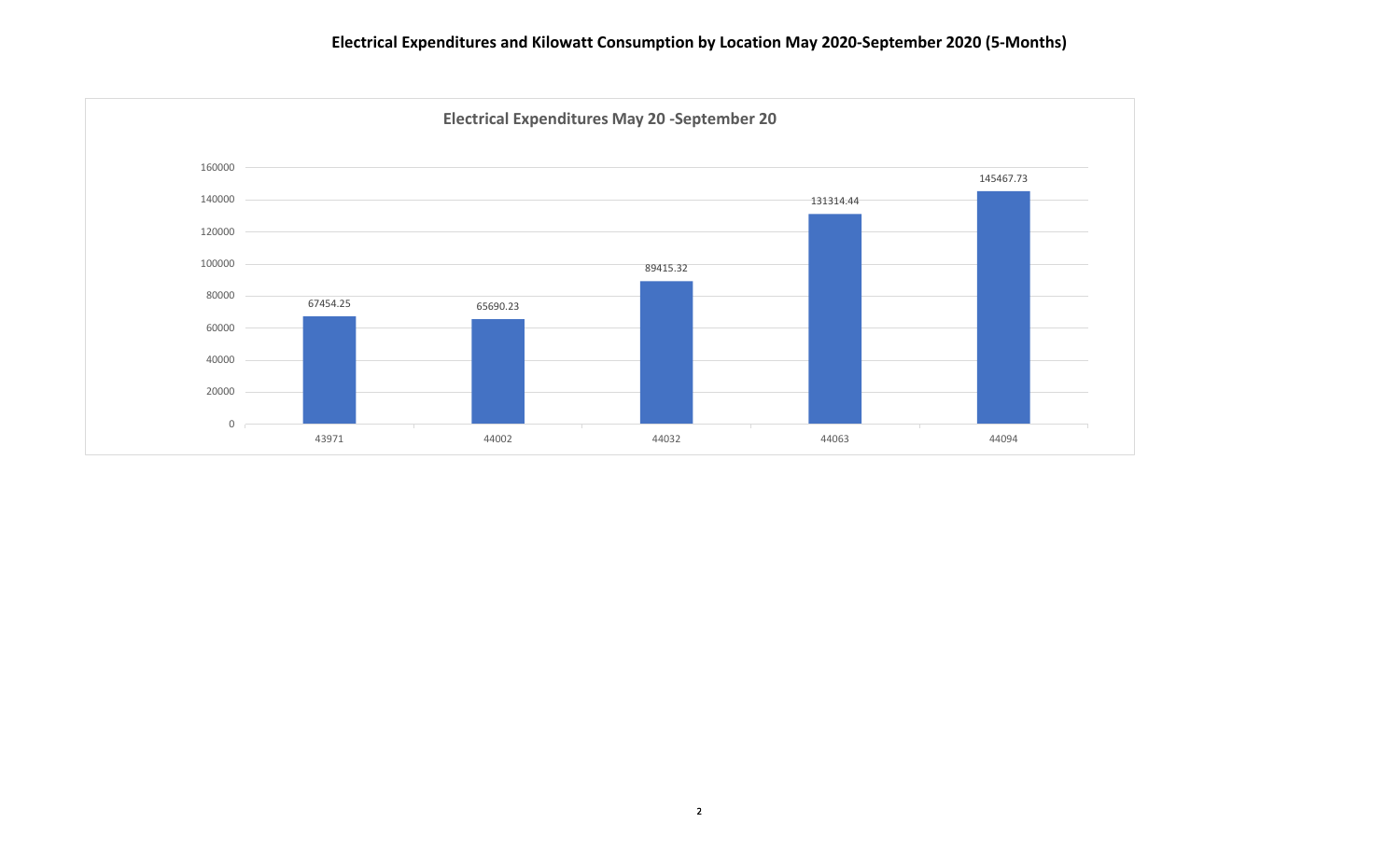# Electrical Expenditures and Kilowatt Consumption by Location May 2020-September 2020 (5-Months)

**Electrical Expenditures May 20 -September 20**

| Month | Expenditure |
|---|---|
| 43971 | 67454.25 |
| 44002 | 65690.23 |
| 44032 | 89415.32 |
| 44063 | 131314.44 |
| 44094 | 145467.73 |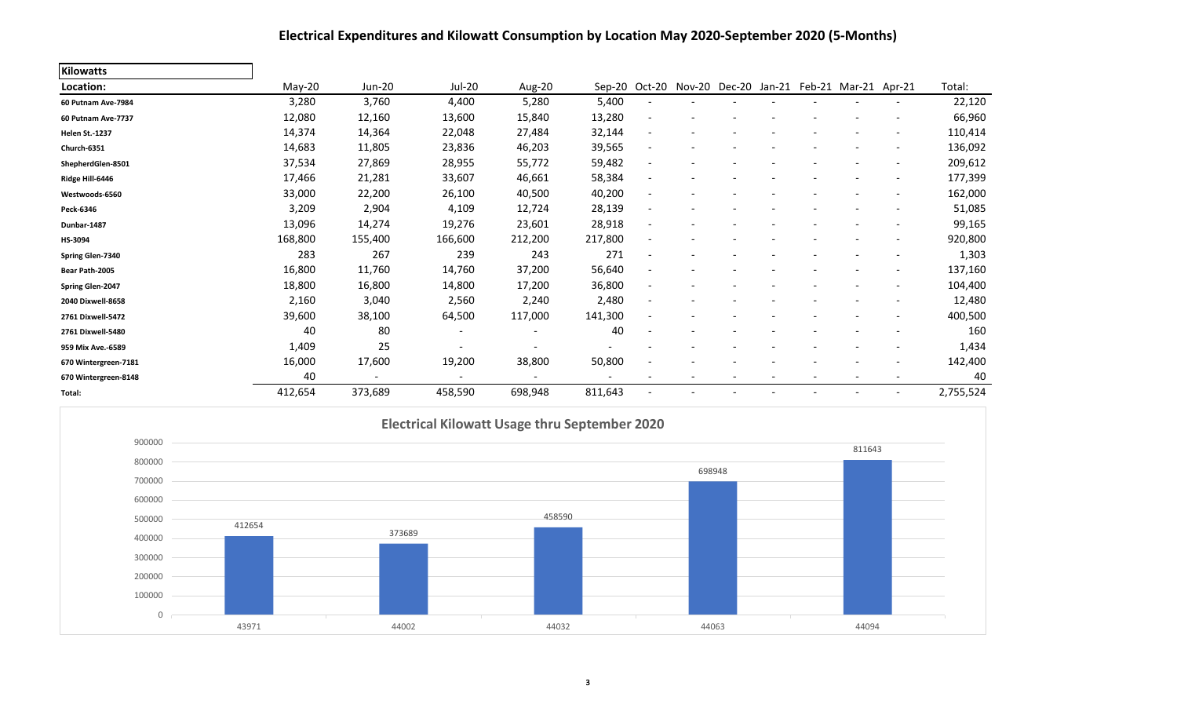# Electrical Expenditures and Kilowatt Consumption by Location May 2020-September 2020 (5-Months)

| Kilowatts | | | | | | | | | | | | | |
|---|---|---|---|---|---|---|---|---|---|---|---|---|---|
| **Location:** | May-20 | Jun-20 | Jul-20 | Aug-20 | Sep-20 | Oct-20 | Nov-20 | Dec-20 | Jan-21 | Feb-21 | Mar-21 | Apr-21 | Total: |
| **60 Putnam Ave-7984** | 3,280 | 3,760 | 4,400 | 5,280 | 5,400 | - | - | - | - | - | - | - | 22,120 |
| **60 Putnam Ave-7737** | 12,080 | 12,160 | 13,600 | 15,840 | 13,280 | - | - | - | - | - | - | - | 66,960 |
| **Helen St.-1237** | 14,374 | 14,364 | 22,048 | 27,484 | 32,144 | - | - | - | - | - | - | - | 110,414 |
| **Church-6351** | 14,683 | 11,805 | 23,836 | 46,203 | 39,565 | - | - | - | - | - | - | - | 136,092 |
| **ShepherdGlen-8501** | 37,534 | 27,869 | 28,955 | 55,772 | 59,482 | - | - | - | - | - | - | - | 209,612 |
| **Ridge Hill-6446** | 17,466 | 21,281 | 33,607 | 46,661 | 58,384 | - | - | - | - | - | - | - | 177,399 |
| **Westwoods-6560** | 33,000 | 22,200 | 26,100 | 40,500 | 40,200 | - | - | - | - | - | - | - | 162,000 |
| **Peck-6346** | 3,209 | 2,904 | 4,109 | 12,724 | 28,139 | - | - | - | - | - | - | - | 51,085 |
| **Dunbar-1487** | 13,096 | 14,274 | 19,276 | 23,601 | 28,918 | - | - | - | - | - | - | - | 99,165 |
| **HS-3094** | 168,800 | 155,400 | 166,600 | 212,200 | 217,800 | - | - | - | - | - | - | - | 920,800 |
| **Spring Glen-7340** | 283 | 267 | 239 | 243 | 271 | - | - | - | - | - | - | - | 1,303 |
| **Bear Path-2005** | 16,800 | 11,760 | 14,760 | 37,200 | 56,640 | - | - | - | - | - | - | - | 137,160 |
| **Spring Glen-2047** | 18,800 | 16,800 | 14,800 | 17,200 | 36,800 | - | - | - | - | - | - | - | 104,400 |
| **2040 Dixwell-8658** | 2,160 | 3,040 | 2,560 | 2,240 | 2,480 | - | - | - | - | - | - | - | 12,480 |
| **2761 Dixwell-5472** | 39,600 | 38,100 | 64,500 | 117,000 | 141,300 | - | - | - | - | - | - | - | 400,500 |
| **2761 Dixwell-5480** | 40 | 80 | - | - | 40 | - | - | - | - | - | - | - | 160 |
| **959 Mix Ave.-6589** | 1,409 | 25 | - | - | - | - | - | - | - | - | - | - | 1,434 |
| **670 Wintergreen-7181** | 16,000 | 17,600 | 19,200 | 38,800 | 50,800 | - | - | - | - | - | - | - | 142,400 |
| **670 Wintergreen-8148** | 40 | - | - | - | - | - | - | - | - | - | - | - | 40 |
| **Total:** | 412,654 | 373,689 | 458,590 | 698,948 | 811,643 | - | - | - | - | - | - | - | 2,755,524 |

**Electrical Kilowatt Usage thru September 2020**

| | 43971 | 44002 | 44032 | 44063 | 44094 |
|---|---|---|---|---|---|
| Kilowatts | 412654 | 373689 | 458590 | 698948 | 811643 |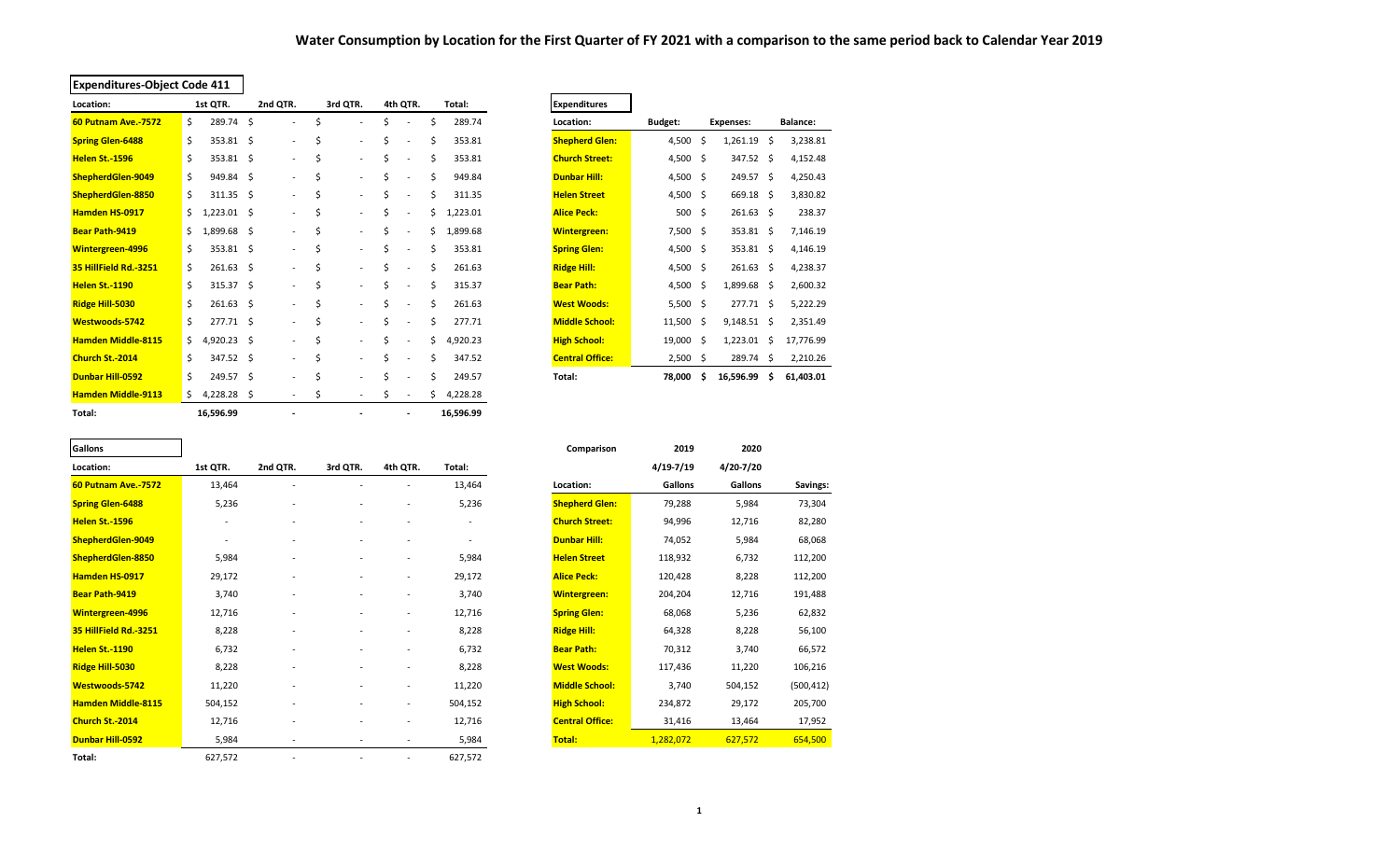# Water Consumption by Location for the First Quarter of FY 2021 with a comparison to the same period back to Calendar Year 2019

| Expenditures-Object Code 411 | | | | | |
|---|---|---|---|---|---|
| Location: | 1st QTR. | 2nd QTR. | 3rd QTR. | 4th QTR. | Total: |
| 60 Putnam Ave.-7572 | $ 289.74 | $ - | $ - | $ - | $ 289.74 |
| Spring Glen-6488 | $ 353.81 | $ - | $ - | $ - | $ 353.81 |
| Helen St.-1596 | $ 353.81 | $ - | $ - | $ - | $ 353.81 |
| ShepherdGlen-9049 | $ 949.84 | $ - | $ - | $ - | $ 949.84 |
| ShepherdGlen-8850 | $ 311.35 | $ - | $ - | $ - | $ 311.35 |
| Hamden HS-0917 | $ 1,223.01 | $ - | $ - | $ - | $ 1,223.01 |
| Bear Path-9419 | $ 1,899.68 | $ - | $ - | $ - | $ 1,899.68 |
| Wintergreen-4996 | $ 353.81 | $ - | $ - | $ - | $ 353.81 |
| 35 HillField Rd.-3251 | $ 261.63 | $ - | $ - | $ - | $ 261.63 |
| Helen St.-1190 | $ 315.37 | $ - | $ - | $ - | $ 315.37 |
| Ridge Hill-5030 | $ 261.63 | $ - | $ - | $ - | $ 261.63 |
| Westwoods-5742 | $ 277.71 | $ - | $ - | $ - | $ 277.71 |
| Hamden Middle-8115 | $ 4,920.23 | $ - | $ - | $ - | $ 4,920.23 |
| Church St.-2014 | $ 347.52 | $ - | $ - | $ - | $ 347.52 |
| Dunbar Hill-0592 | $ 249.57 | $ - | $ - | $ - | $ 249.57 |
| Hamden Middle-9113 | $ 4,228.28 | $ - | $ - | $ - | $ 4,228.28 |
| Total: | 16,596.99 | - | - | - | 16,596.99 |

| Expenditures | | | |
|---|---|---|---|
| Location: | Budget: | Expenses: | Balance: |
| Shepherd Glen: | 4,500 | $ 1,261.19 | $ 3,238.81 |
| Church Street: | 4,500 | $ 347.52 | $ 4,152.48 |
| Dunbar Hill: | 4,500 | $ 249.57 | $ 4,250.43 |
| Helen Street | 4,500 | $ 669.18 | $ 3,830.82 |
| Alice Peck: | 500 | $ 261.63 | $ 238.37 |
| Wintergreen: | 7,500 | $ 353.81 | $ 7,146.19 |
| Spring Glen: | 4,500 | $ 353.81 | $ 4,146.19 |
| Ridge Hill: | 4,500 | $ 261.63 | $ 4,238.37 |
| Bear Path: | 4,500 | $ 1,899.68 | $ 2,600.32 |
| West Woods: | 5,500 | $ 277.71 | $ 5,222.29 |
| Middle School: | 11,500 | $ 9,148.51 | $ 2,351.49 |
| High School: | 19,000 | $ 1,223.01 | $ 17,776.99 |
| Central Office: | 2,500 | $ 289.74 | $ 2,210.26 |
| Total: | 78,000 | $ 16,596.99 | $ 61,403.01 |

| Gallons | | | | | |
|---|---|---|---|---|---|
| Location: | 1st QTR. | 2nd QTR. | 3rd QTR. | 4th QTR. | Total: |
| 60 Putnam Ave.-7572 | 13,464 | - | - | - | 13,464 |
| Spring Glen-6488 | 5,236 | - | - | - | 5,236 |
| Helen St.-1596 | - | - | - | - | - |
| ShepherdGlen-9049 | - | - | - | - | - |
| ShepherdGlen-8850 | 5,984 | - | - | - | 5,984 |
| Hamden HS-0917 | 29,172 | - | - | - | 29,172 |
| Bear Path-9419 | 3,740 | - | - | - | 3,740 |
| Wintergreen-4996 | 12,716 | - | - | - | 12,716 |
| 35 HillField Rd.-3251 | 8,228 | - | - | - | 8,228 |
| Helen St.-1190 | 6,732 | - | - | - | 6,732 |
| Ridge Hill-5030 | 8,228 | - | - | - | 8,228 |
| Westwoods-5742 | 11,220 | - | - | - | 11,220 |
| Hamden Middle-8115 | 504,152 | - | - | - | 504,152 |
| Church St.-2014 | 12,716 | - | - | - | 12,716 |
| Dunbar Hill-0592 | 5,984 | - | - | - | 5,984 |
| Total: | 627,572 | - | - | - | 627,572 |

| Comparison | 2019 | 2020 | |
|---|---|---|---|
| | 4/19-7/19 | 4/20-7/20 | |
| Location: | Gallons | Gallons | Savings: |
| Shepherd Glen: | 79,288 | 5,984 | 73,304 |
| Church Street: | 94,996 | 12,716 | 82,280 |
| Dunbar Hill: | 74,052 | 5,984 | 68,068 |
| Helen Street | 118,932 | 6,732 | 112,200 |
| Alice Peck: | 120,428 | 8,228 | 112,200 |
| Wintergreen: | 204,204 | 12,716 | 191,488 |
| Spring Glen: | 68,068 | 5,236 | 62,832 |
| Ridge Hill: | 64,328 | 8,228 | 56,100 |
| Bear Path: | 70,312 | 3,740 | 66,572 |
| West Woods: | 117,436 | 11,220 | 106,216 |
| Middle School: | 3,740 | 504,152 | (500,412) |
| High School: | 234,872 | 29,172 | 205,700 |
| Central Office: | 31,416 | 13,464 | 17,952 |
| Total: | 1,282,072 | 627,572 | 654,500 |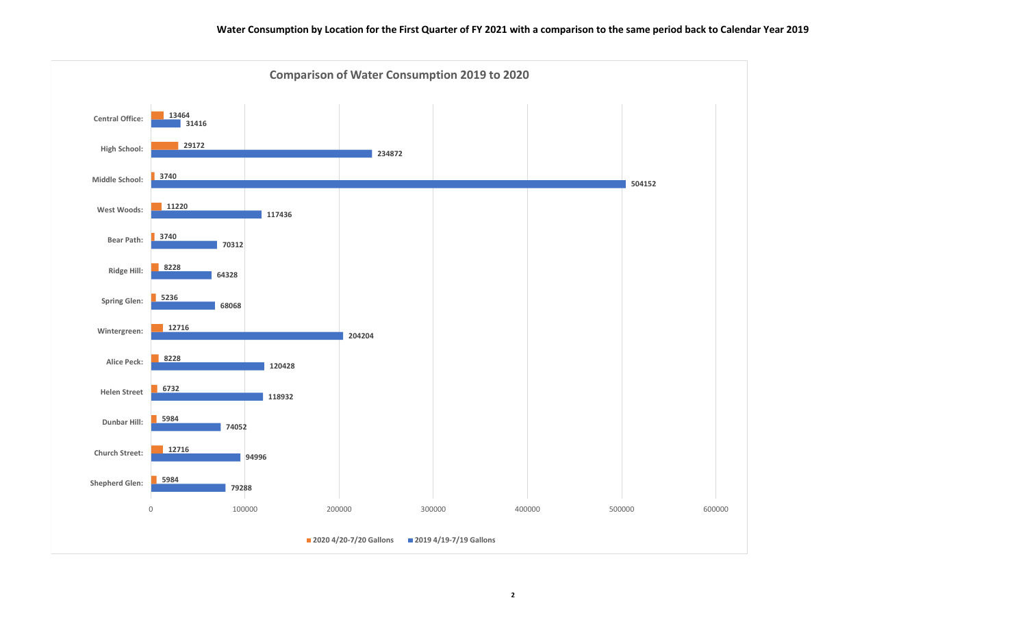**Water Consumption by Location for the First Quarter of FY 2021 with a comparison to the same period back to Calendar Year 2019**

Comparison of Water Consumption 2019 to 2020

Central Office:
13464
31416

High School:
29172
234872

Middle School:
3740
504152

West Woods:
11220
117436

Bear Path:
3740
70312

Ridge Hill:
8228
64328

Spring Glen:
5236
68068

Wintergreen:
12716
204204

Alice Peck:
8228
120428

Helen Street
6732
118932

Dunbar Hill:
5984
74052

Church Street:
12716
94996

Shepherd Glen:
5984
79288

0 100000 200000 300000 400000 500000 600000

2020 4/20-7/20 Gallons
2019 4/19-7/19 Gallons